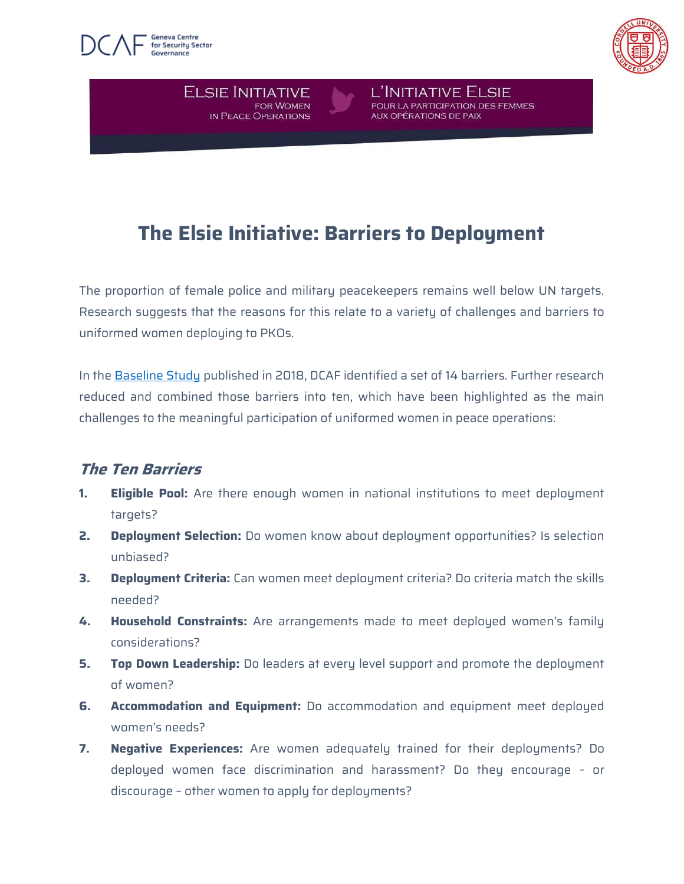Geneva Centre for Security Sector Governance

ELSIE INITIATIVE FOR WOMEN IN PEACE OPERATIONS

L'INITIATIVE ELSIE POUR LA PARTICIPATION DES FEMMES AUX OPÉRATIONS DE PAIX

# The Elsie Initiative: Barriers to Deployment

The proportion of female police and military peacekeepers remains well below UN targets. Research suggests that the reasons for this relate to a variety of challenges and barriers to uniformed women deploying to PKOs.

In the Baseline Study published in 2018, DCAF identified a set of 14 barriers. Further research reduced and combined those barriers into ten, which have been highlighted as the main challenges to the meaningful participation of uniformed women in peace operations:

## *The Ten Barriers*

1. **Eligible Pool:** Are there enough women in national institutions to meet deployment targets?
2. **Deployment Selection:** Do women know about deployment opportunities? Is selection unbiased?
3. **Deployment Criteria:** Can women meet deployment criteria? Do criteria match the skills needed?
4. **Household Constraints:** Are arrangements made to meet deployed women's family considerations?
5. **Top Down Leadership:** Do leaders at every level support and promote the deployment of women?
6. **Accommodation and Equipment:** Do accommodation and equipment meet deployed women's needs?
7. **Negative Experiences:** Are women adequately trained for their deployments? Do deployed women face discrimination and harassment? Do they encourage – or discourage – other women to apply for deployments?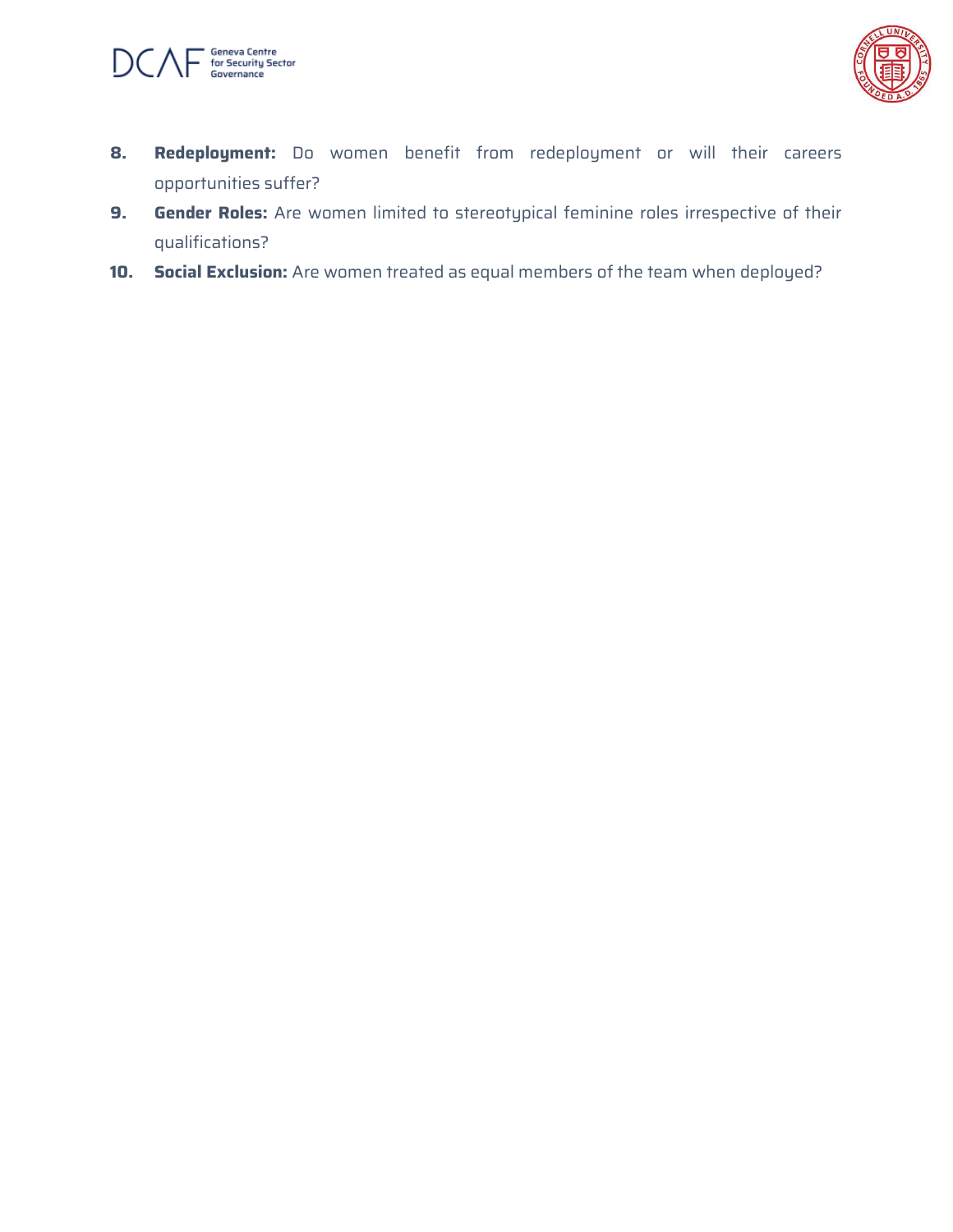8. **Redeployment:** Do women benefit from redeployment or will their careers opportunities suffer?
9. **Gender Roles:** Are women limited to stereotypical feminine roles irrespective of their qualifications?
10. **Social Exclusion:** Are women treated as equal members of the team when deployed?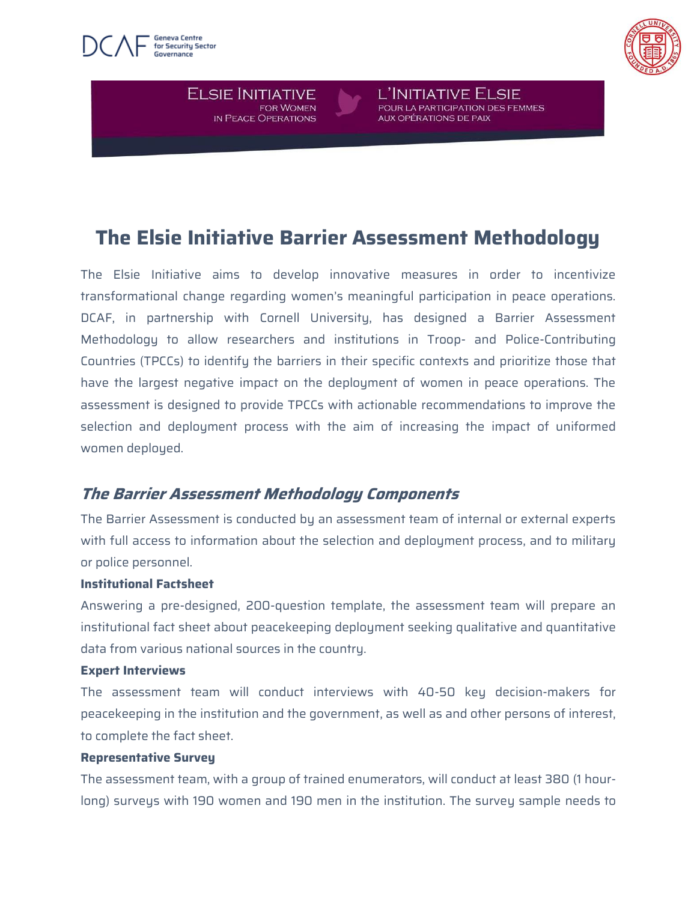# The Elsie Initiative Barrier Assessment Methodology

The Elsie Initiative aims to develop innovative measures in order to incentivize transformational change regarding women's meaningful participation in peace operations. DCAF, in partnership with Cornell University, has designed a Barrier Assessment Methodology to allow researchers and institutions in Troop- and Police-Contributing Countries (TPCCs) to identify the barriers in their specific contexts and prioritize those that have the largest negative impact on the deployment of women in peace operations. The assessment is designed to provide TPCCs with actionable recommendations to improve the selection and deployment process with the aim of increasing the impact of uniformed women deployed.

## *The Barrier Assessment Methodology Components*

The Barrier Assessment is conducted by an assessment team of internal or external experts with full access to information about the selection and deployment process, and to military or police personnel.

**Institutional Factsheet**

Answering a pre-designed, 200-question template, the assessment team will prepare an institutional fact sheet about peacekeeping deployment seeking qualitative and quantitative data from various national sources in the country.

**Expert Interviews**

The assessment team will conduct interviews with 40-50 key decision-makers for peacekeeping in the institution and the government, as well as and other persons of interest, to complete the fact sheet.

**Representative Survey**

The assessment team, with a group of trained enumerators, will conduct at least 380 (1 hour-long) surveys with 190 women and 190 men in the institution. The survey sample needs to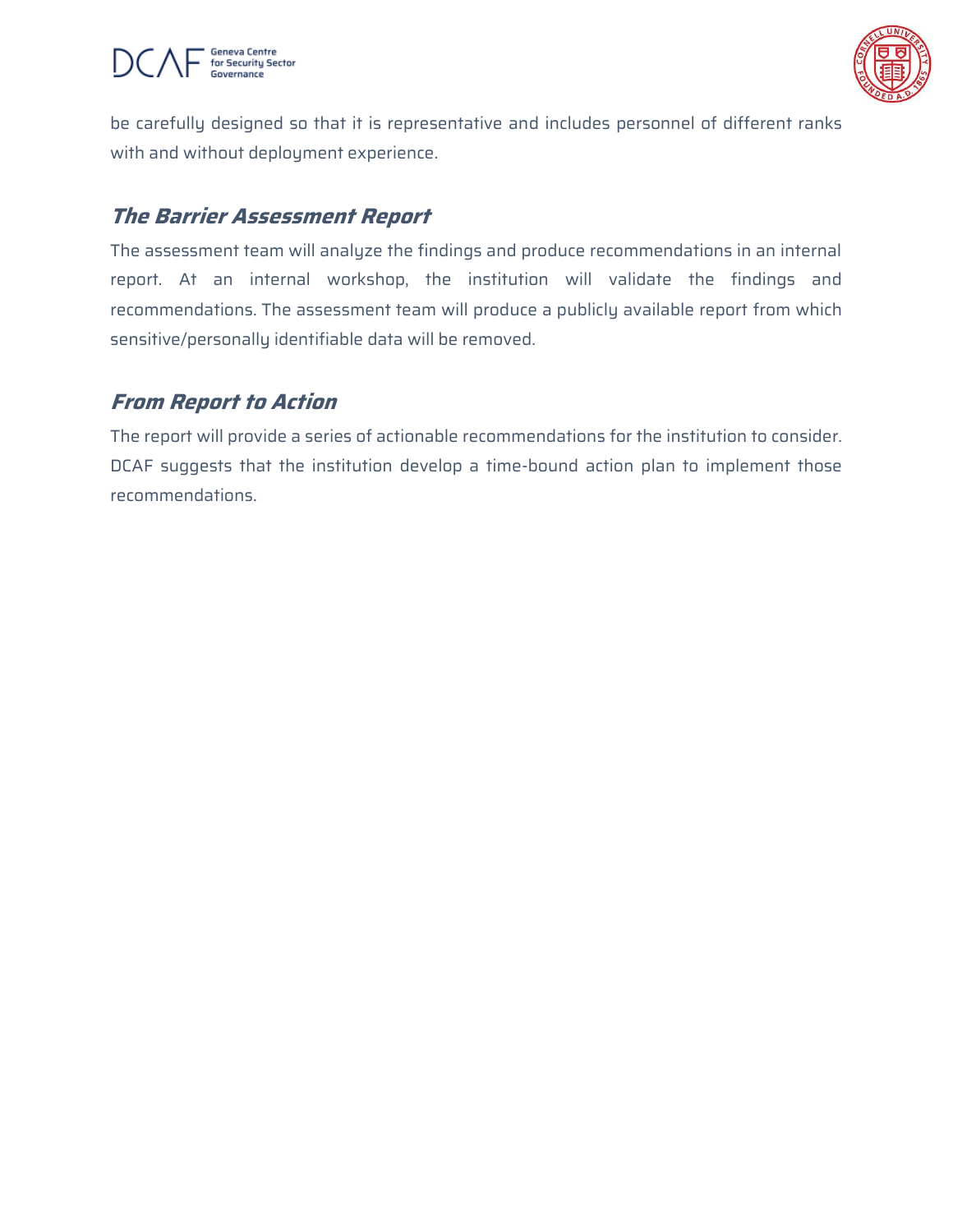be carefully designed so that it is representative and includes personnel of different ranks with and without deployment experience.

## ***The Barrier Assessment Report***

The assessment team will analyze the findings and produce recommendations in an internal report. At an internal workshop, the institution will validate the findings and recommendations. The assessment team will produce a publicly available report from which sensitive/personally identifiable data will be removed.

## ***From Report to Action***

The report will provide a series of actionable recommendations for the institution to consider. DCAF suggests that the institution develop a time-bound action plan to implement those recommendations.